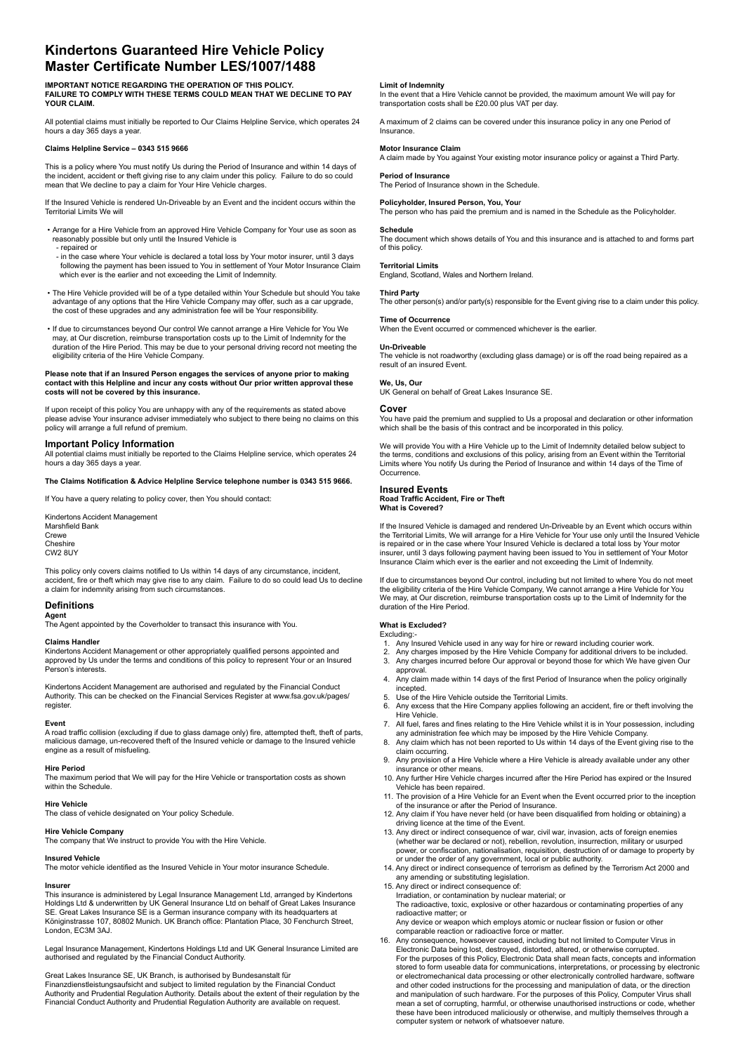# Kindertons Guaranteed Hire Vehicle Policy Master Certificate Number LES/1007/1488

**IMPORTANT NOTICE REGARDING THE OPERATION OF THIS POLICY. FAILURE TO COMPLY WITH THESE TERMS COULD MEAN THAT WE DECLINE TO PAY YOUR CLAIM.**

All potential claims must initially be reported to Our Claims Helpline Service, which operates 24 hours a day 365 days a year.

**Claims Helpline Service – 0343 515 9666**

This is a policy where You must notify Us during the Period of Insurance and within 14 days of the incident, accident or theft giving rise to any claim under this policy. Failure to do so could mean that We decline to pay a claim for Your Hire Vehicle charges.

If the Insured Vehicle is rendered Un-Driveable by an Event and the incident occurs within the Territorial Limits We will

- Arrange for a Hire Vehicle from an approved Hire Vehicle Company for Your use as soon as reasonably possible but only until the Insured Vehicle is
  - repaired or
  - in the case where Your vehicle is declared a total loss by Your motor insurer, until 3 days following the payment has been issued to You in settlement of Your Motor Insurance Claim which ever is the earlier and not exceeding the Limit of Indemnity.
- The Hire Vehicle provided will be of a type detailed within Your Schedule but should You take advantage of any options that the Hire Vehicle Company may offer, such as a car upgrade, the cost of these upgrades and any administration fee will be Your responsibility.
- If due to circumstances beyond Our control We cannot arrange a Hire Vehicle for You We may, at Our discretion, reimburse transportation costs up to the Limit of Indemnity for the duration of the Hire Period. This may be due to your personal driving record not meeting the eligibility criteria of the Hire Vehicle Company.

**Please note that if an Insured Person engages the services of anyone prior to making contact with this Helpline and incur any costs without Our prior written approval these costs will not be covered by this insurance.**

If upon receipt of this policy You are unhappy with any of the requirements as stated above please advise Your insurance adviser immediately who subject to there being no claims on this policy will arrange a full refund of premium.

## Important Policy Information

All potential claims must initially be reported to the Claims Helpline service, which operates 24 hours a day 365 days a year.

**The Claims Notification & Advice Helpline Service telephone number is 0343 515 9666.**

If You have a query relating to policy cover, then You should contact:

Kindertons Accident Management
Marshfield Bank
Crewe
Cheshire
CW2 8UY

This policy only covers claims notified to Us within 14 days of any circumstance, incident, accident, fire or theft which may give rise to any claim. Failure to do so could lead Us to decline a claim for indemnity arising from such circumstances.

## Definitions

**Agent**
The Agent appointed by the Coverholder to transact this insurance with You.

**Claims Handler**
Kindertons Accident Management or other appropriately qualified persons appointed and approved by Us under the terms and conditions of this policy to represent Your or an Insured Person's interests.

Kindertons Accident Management are authorised and regulated by the Financial Conduct Authority. This can be checked on the Financial Services Register at www.fsa.gov.uk/pages/register.

**Event**
A road traffic collision (excluding if due to glass damage only) fire, attempted theft, theft of parts, malicious damage, un-recovered theft of the Insured vehicle or damage to the Insured vehicle engine as a result of misfueling.

**Hire Period**
The maximum period that We will pay for the Hire Vehicle or transportation costs as shown within the Schedule.

**Hire Vehicle**
The class of vehicle designated on Your policy Schedule.

**Hire Vehicle Company**
The company that We instruct to provide You with the Hire Vehicle.

**Insured Vehicle**
The motor vehicle identified as the Insured Vehicle in Your motor insurance Schedule.

**Insurer**
This insurance is administered by Legal Insurance Management Ltd, arranged by Kindertons Holdings Ltd & underwritten by UK General Insurance Ltd on behalf of Great Lakes Insurance SE. Great Lakes Insurance SE is a German insurance company with its headquarters at Königinstrasse 107, 80802 Munich. UK Branch office: Plantation Place, 30 Fenchurch Street, London, EC3M 3AJ.

Legal Insurance Management, Kindertons Holdings Ltd and UK General Insurance Limited are authorised and regulated by the Financial Conduct Authority.

Great Lakes Insurance SE, UK Branch, is authorised by Bundesanstalt für Finanzdienstleistungsaufsicht and subject to limited regulation by the Financial Conduct Authority and Prudential Regulation Authority. Details about the extent of their regulation by the Financial Conduct Authority and Prudential Regulation Authority are available on request.

**Limit of Indemnity**
In the event that a Hire Vehicle cannot be provided, the maximum amount We will pay for transportation costs shall be £20.00 plus VAT per day.

A maximum of 2 claims can be covered under this insurance policy in any one Period of Insurance.

**Motor Insurance Claim**
A claim made by You against Your existing motor insurance policy or against a Third Party.

**Period of Insurance**
The Period of Insurance shown in the Schedule.

**Policyholder, Insured Person, You, Your**
The person who has paid the premium and is named in the Schedule as the Policyholder.

**Schedule**
The document which shows details of You and this insurance and is attached to and forms part of this policy.

**Territorial Limits**
England, Scotland, Wales and Northern Ireland.

**Third Party**
The other person(s) and/or party(s) responsible for the Event giving rise to a claim under this policy.

**Time of Occurrence**
When the Event occurred or commenced whichever is the earlier.

**Un-Driveable**
The vehicle is not roadworthy (excluding glass damage) or is off the road being repaired as a result of an insured Event.

**We, Us, Our**
UK General on behalf of Great Lakes Insurance SE.

## Cover

You have paid the premium and supplied to Us a proposal and declaration or other information which shall be the basis of this contract and be incorporated in this policy.

We will provide You with a Hire Vehicle up to the Limit of Indemnity detailed below subject to the terms, conditions and exclusions of this policy, arising from an Event within the Territorial Limits where You notify Us during the Period of Insurance and within 14 days of the Time of Occurrence.

## Insured Events

**Road Traffic Accident, Fire or Theft**
**What is Covered?**

If the Insured Vehicle is damaged and rendered Un-Driveable by an Event which occurs within the Territorial Limits, We will arrange for a Hire Vehicle for Your use only until the Insured Vehicle is repaired or in the case where Your Insured Vehicle is declared a total loss by Your motor insurer, until 3 days following payment having been issued to You in settlement of Your Motor Insurance Claim which ever is the earlier and not exceeding the Limit of Indemnity.

If due to circumstances beyond Our control, including but not limited to where You do not meet the eligibility criteria of the Hire Vehicle Company, We cannot arrange a Hire Vehicle for You We may, at Our discretion, reimburse transportation costs up to the Limit of Indemnity for the duration of the Hire Period.

**What is Excluded?**

Excluding:-

1. Any Insured Vehicle used in any way for hire or reward including courier work.
2. Any charges imposed by the Hire Vehicle Company for additional drivers to be included.
3. Any charges incurred before Our approval or beyond those for which We have given Our approval.
4. Any claim made within 14 days of the first Period of Insurance when the policy originally incepted.
5. Use of the Hire Vehicle outside the Territorial Limits.
6. Any excess that the Hire Company applies following an accident, fire or theft involving the Hire Vehicle.
7. All fuel, fares and fines relating to the Hire Vehicle whilst it is in Your possession, including any administration fee which may be imposed by the Hire Vehicle Company.
8. Any claim which has not been reported to Us within 14 days of the Event giving rise to the claim occurring.
9. Any provision of a Hire Vehicle where a Hire Vehicle is already available under any other insurance or other means.
10. Any further Hire Vehicle charges incurred after the Hire Period has expired or the Insured Vehicle has been repaired.
11. The provision of a Hire Vehicle for an Event when the Event occurred prior to the inception of the insurance or after the Period of Insurance.
12. Any claim if You have never held (or have been disqualified from holding or obtaining) a driving licence at the time of the Event.
13. Any direct or indirect consequence of war, civil war, invasion, acts of foreign enemies (whether war be declared or not), rebellion, revolution, insurrection, military or usurped power, or confiscation, nationalisation, requisition, destruction of or damage to property by or under the order of any government, local or public authority.
14. Any direct or indirect consequence of terrorism as defined by the Terrorism Act 2000 and any amending or substituting legislation.
15. Any direct or indirect consequence of:
    Irradiation, or contamination by nuclear material; or
    The radioactive, toxic, explosive or other hazardous or contaminating properties of any radioactive matter; or
    Any device or weapon which employs atomic or nuclear fission or fusion or other comparable reaction or radioactive force or matter.
16. Any consequence, howsoever caused, including but not limited to Computer Virus in Electronic Data being lost, destroyed, distorted, altered, or otherwise corrupted.
    For the purposes of this Policy, Electronic Data shall mean facts, concepts and information stored to form useable data for communications, interpretations, or processing by electronic or electromechanical data processing or other electronically controlled hardware, software and other coded instructions for the processing and manipulation of data, or the direction and manipulation of such hardware. For the purposes of this Policy, Computer Virus shall mean a set of corrupting, harmful, or otherwise unauthorised instructions or code, whether these have been introduced maliciously or otherwise, and multiply themselves through a computer system or network of whatsoever nature.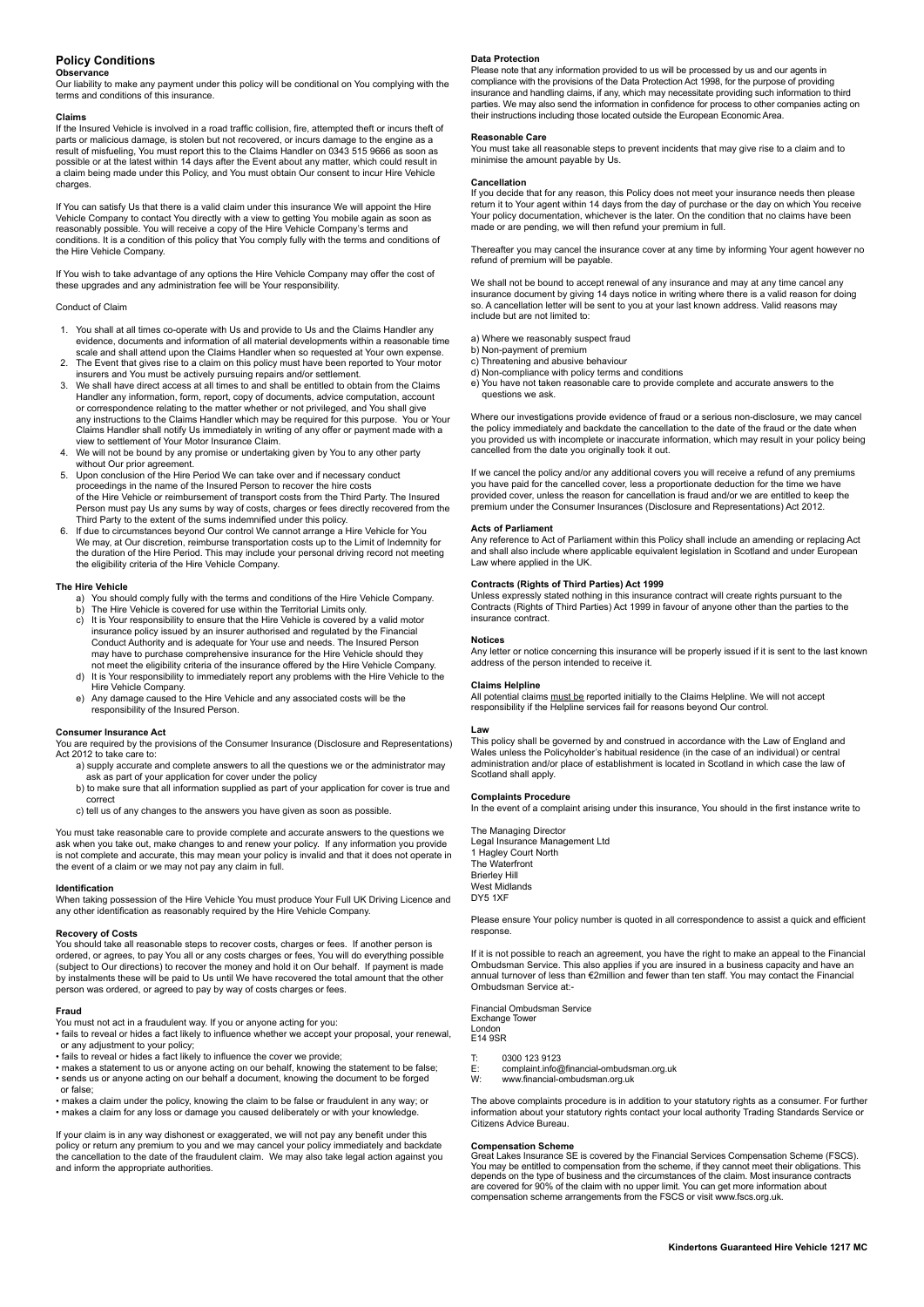## Policy Conditions

### Observance

Our liability to make any payment under this policy will be conditional on You complying with the terms and conditions of this insurance.

### Claims

If the Insured Vehicle is involved in a road traffic collision, fire, attempted theft or incurs theft of parts or malicious damage, is stolen but not recovered, or incurs damage to the engine as a result of misfueling, You must report this to the Claims Handler on 0343 515 9666 as soon as possible or at the latest within 14 days after the Event about any matter, which could result in a claim being made under this Policy, and You must obtain Our consent to incur Hire Vehicle charges.

If You can satisfy Us that there is a valid claim under this insurance We will appoint the Hire Vehicle Company to contact You directly with a view to getting You mobile again as soon as reasonably possible. You will receive a copy of the Hire Vehicle Company's terms and conditions. It is a condition of this policy that You comply fully with the terms and conditions of the Hire Vehicle Company.

If You wish to take advantage of any options the Hire Vehicle Company may offer the cost of these upgrades and any administration fee will be Your responsibility.

Conduct of Claim

1. You shall at all times co-operate with Us and provide to Us and the Claims Handler any evidence, documents and information of all material developments within a reasonable time scale and shall attend upon the Claims Handler when so requested at Your own expense.
2. The Event that gives rise to a claim on this policy must have been reported to Your motor insurers and You must be actively pursuing repairs and/or settlement.
3. We shall have direct access at all times to and shall be entitled to obtain from the Claims Handler any information, form, report, copy of documents, advice computation, account or correspondence relating to the matter whether or not privileged, and You shall give any instructions to the Claims Handler which may be required for this purpose. You or Your Claims Handler shall notify Us immediately in writing of any offer or payment made with a view to settlement of Your Motor Insurance Claim.
4. We will not be bound by any promise or undertaking given by You to any other party without Our prior agreement.
5. Upon conclusion of the Hire Period We can take over and if necessary conduct proceedings in the name of the Insured Person to recover the hire costs of the Hire Vehicle or reimbursement of transport costs from the Third Party. The Insured Person must pay Us any sums by way of costs, charges or fees directly recovered from the Third Party to the extent of the sums indemnified under this policy.
6. If due to circumstances beyond Our control We cannot arrange a Hire Vehicle for You We may, at Our discretion, reimburse transportation costs up to the Limit of Indemnity for the duration of the Hire Period. This may include your personal driving record not meeting the eligibility criteria of the Hire Vehicle Company.

### The Hire Vehicle

a) You should comply fully with the terms and conditions of the Hire Vehicle Company.
b) The Hire Vehicle is covered for use within the Territorial Limits only.
c) It is Your responsibility to ensure that the Hire Vehicle is covered by a valid motor insurance policy issued by an insurer authorised and regulated by the Financial Conduct Authority and is adequate for Your use and needs. The Insured Person may have to purchase comprehensive insurance for the Hire Vehicle should they not meet the eligibility criteria of the insurance offered by the Hire Vehicle Company.
d) It is Your responsibility to immediately report any problems with the Hire Vehicle to the Hire Vehicle Company.
e) Any damage caused to the Hire Vehicle and any associated costs will be the responsibility of the Insured Person.

### Consumer Insurance Act

You are required by the provisions of the Consumer Insurance (Disclosure and Representations) Act 2012 to take care to:

a) supply accurate and complete answers to all the questions we or the administrator may ask as part of your application for cover under the policy
b) to make sure that all information supplied as part of your application for cover is true and correct
c) tell us of any changes to the answers you have given as soon as possible.

You must take reasonable care to provide complete and accurate answers to the questions we ask when you take out, make changes to and renew your policy. If any information you provide is not complete and accurate, this may mean your policy is invalid and that it does not operate in the event of a claim or we may not pay any claim in full.

### Identification

When taking possession of the Hire Vehicle You must produce Your Full UK Driving Licence and any other identification as reasonably required by the Hire Vehicle Company.

### Recovery of Costs

You should take all reasonable steps to recover costs, charges or fees. If another person is ordered, or agrees, to pay You all or any costs charges or fees, You will do everything possible (subject to Our directions) to recover the money and hold it on Our behalf. If payment is made by instalments these will be paid to Us until We have recovered the total amount that the other person was ordered, or agreed to pay by way of costs charges or fees.

### Fraud

You must not act in a fraudulent way. If you or anyone acting for you:

- fails to reveal or hides a fact likely to influence whether we accept your proposal, your renewal, or any adjustment to your policy;
- fails to reveal or hides a fact likely to influence the cover we provide;
- makes a statement to us or anyone acting on our behalf, knowing the statement to be false;
- sends us or anyone acting on our behalf a document, knowing the document to be forged or false;
- makes a claim under the policy, knowing the claim to be false or fraudulent in any way; or
- makes a claim for any loss or damage you caused deliberately or with your knowledge.

If your claim is in any way dishonest or exaggerated, we will not pay any benefit under this policy or return any premium to you and we may cancel your policy immediately and backdate the cancellation to the date of the fraudulent claim. We may also take legal action against you and inform the appropriate authorities.

### Data Protection

Please note that any information provided to us will be processed by us and our agents in compliance with the provisions of the Data Protection Act 1998, for the purpose of providing insurance and handling claims, if any, which may necessitate providing such information to third parties. We may also send the information in confidence for process to other companies acting on their instructions including those located outside the European Economic Area.

### Reasonable Care

You must take all reasonable steps to prevent incidents that may give rise to a claim and to minimise the amount payable by Us.

### Cancellation

If you decide that for any reason, this Policy does not meet your insurance needs then please return it to Your agent within 14 days from the day of purchase or the day on which You receive Your policy documentation, whichever is the later. On the condition that no claims have been made or are pending, we will then refund your premium in full.

Thereafter you may cancel the insurance cover at any time by informing Your agent however no refund of premium will be payable.

We shall not be bound to accept renewal of any insurance and may at any time cancel any insurance document by giving 14 days notice in writing where there is a valid reason for doing so. A cancellation letter will be sent to you at your last known address. Valid reasons may include but are not limited to:

a) Where we reasonably suspect fraud
b) Non-payment of premium
c) Threatening and abusive behaviour
d) Non-compliance with policy terms and conditions
e) You have not taken reasonable care to provide complete and accurate answers to the questions we ask.

Where our investigations provide evidence of fraud or a serious non-disclosure, we may cancel the policy immediately and backdate the cancellation to the date of the fraud or the date when you provided us with incomplete or inaccurate information, which may result in your policy being cancelled from the date you originally took it out.

If we cancel the policy and/or any additional covers you will receive a refund of any premiums you have paid for the cancelled cover, less a proportionate deduction for the time we have provided cover, unless the reason for cancellation is fraud and/or we are entitled to keep the premium under the Consumer Insurances (Disclosure and Representations) Act 2012.

### Acts of Parliament

Any reference to Act of Parliament within this Policy shall include an amending or replacing Act and shall also include where applicable equivalent legislation in Scotland and under European Law where applied in the UK.

### Contracts (Rights of Third Parties) Act 1999

Unless expressly stated nothing in this insurance contract will create rights pursuant to the Contracts (Rights of Third Parties) Act 1999 in favour of anyone other than the parties to the insurance contract.

### Notices

Any letter or notice concerning this insurance will be properly issued if it is sent to the last known address of the person intended to receive it.

### Claims Helpline

All potential claims must be reported initially to the Claims Helpline. We will not accept responsibility if the Helpline services fail for reasons beyond Our control.

### Law

This policy shall be governed by and construed in accordance with the Law of England and Wales unless the Policyholder's habitual residence (in the case of an individual) or central administration and/or place of establishment is located in Scotland in which case the law of Scotland shall apply.

### Complaints Procedure

In the event of a complaint arising under this insurance, You should in the first instance write to

The Managing Director
Legal Insurance Management Ltd
1 Hagley Court North
The Waterfront
Brierley Hill
West Midlands
DY5 1XF

Please ensure Your policy number is quoted in all correspondence to assist a quick and efficient response.

If it is not possible to reach an agreement, you have the right to make an appeal to the Financial Ombudsman Service. This also applies if you are insured in a business capacity and have an annual turnover of less than €2million and fewer than ten staff. You may contact the Financial Ombudsman Service at:-

Financial Ombudsman Service
Exchange Tower
London
E14 9SR

T: 0300 123 9123
E: complaint.info@financial-ombudsman.org.uk
W: www.financial-ombudsman.org.uk

The above complaints procedure is in addition to your statutory rights as a consumer. For further information about your statutory rights contact your local authority Trading Standards Service or Citizens Advice Bureau.

### Compensation Scheme

Great Lakes Insurance SE is covered by the Financial Services Compensation Scheme (FSCS). You may be entitled to compensation from the scheme, if they cannot meet their obligations. This depends on the type of business and the circumstances of the claim. Most insurance contracts are covered for 90% of the claim with no upper limit. You can get more information about compensation scheme arrangements from the FSCS or visit www.fscs.org.uk.

**Kindertons Guaranteed Hire Vehicle 1217 MC**